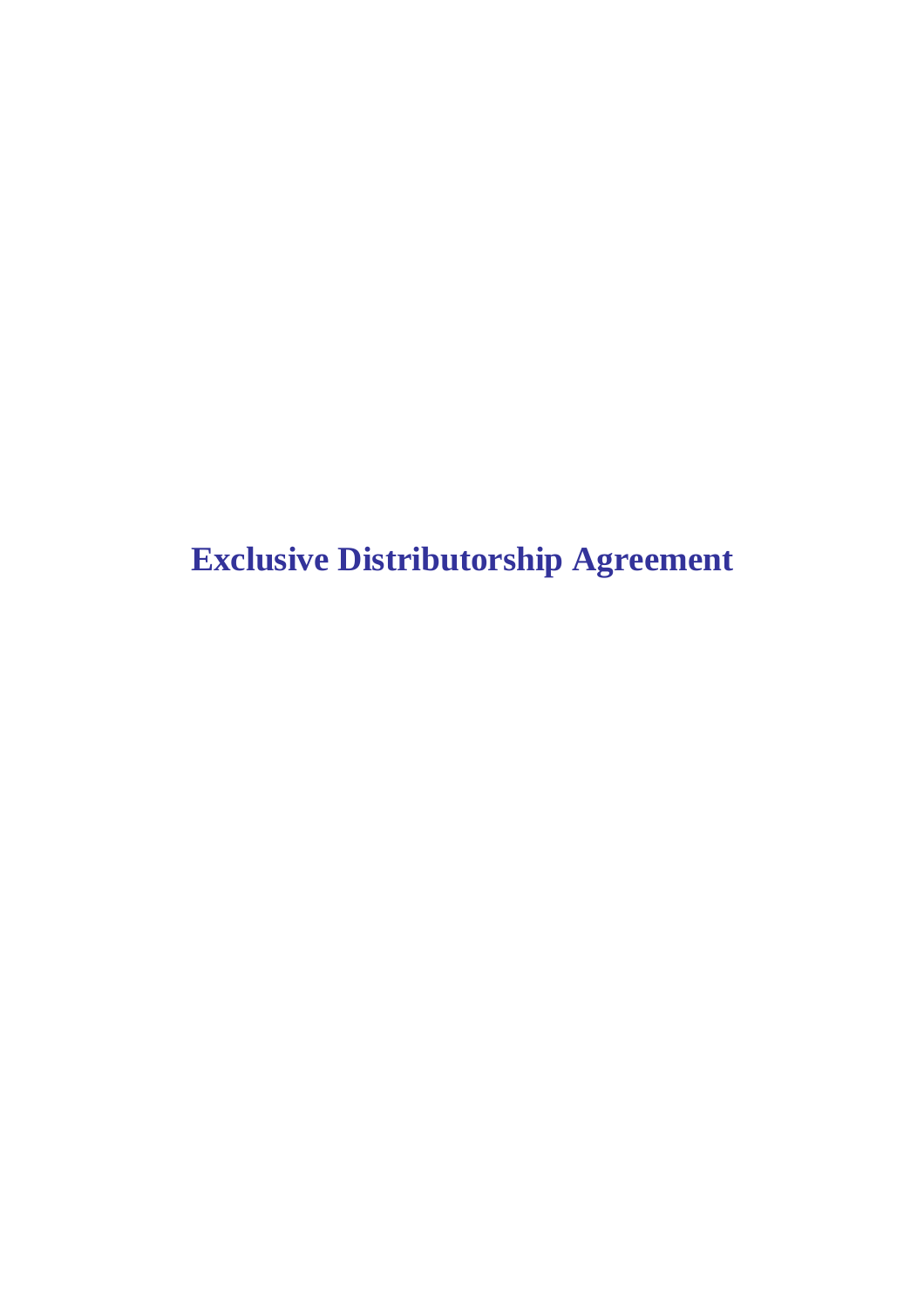# Exclusive Distributorship Agreement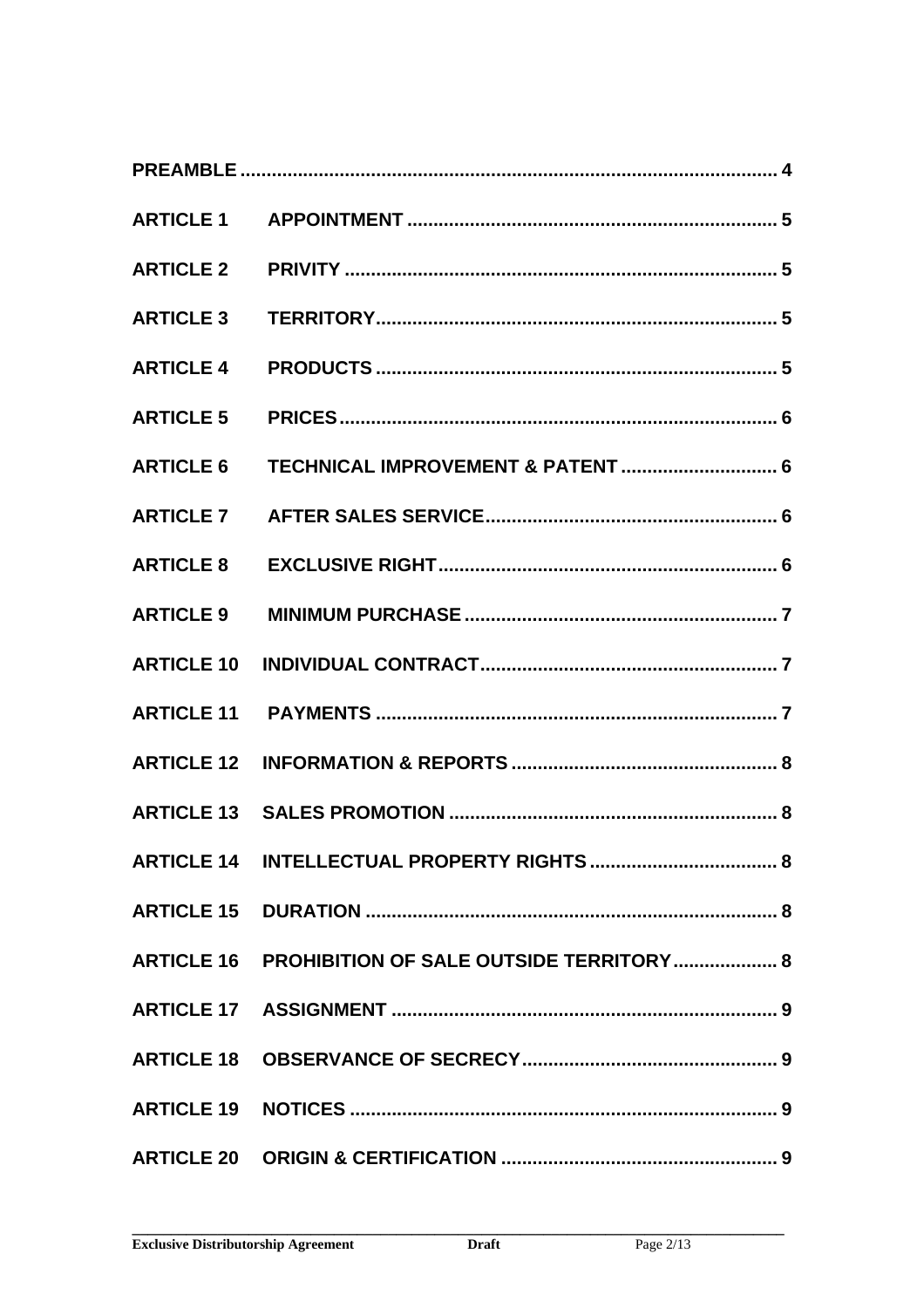| | | |
|---|---|---|
| **PREAMBLE** | | **4** |
| **ARTICLE 1** | **APPOINTMENT** | **5** |
| **ARTICLE 2** | **PRIVITY** | **5** |
| **ARTICLE 3** | **TERRITORY** | **5** |
| **ARTICLE 4** | **PRODUCTS** | **5** |
| **ARTICLE 5** | **PRICES** | **6** |
| **ARTICLE 6** | **TECHNICAL IMPROVEMENT & PATENT** | **6** |
| **ARTICLE 7** | **AFTER SALES SERVICE** | **6** |
| **ARTICLE 8** | **EXCLUSIVE RIGHT** | **6** |
| **ARTICLE 9** | **MINIMUM PURCHASE** | **7** |
| **ARTICLE 10** | **INDIVIDUAL CONTRACT** | **7** |
| **ARTICLE 11** | **PAYMENTS** | **7** |
| **ARTICLE 12** | **INFORMATION & REPORTS** | **8** |
| **ARTICLE 13** | **SALES PROMOTION** | **8** |
| **ARTICLE 14** | **INTELLECTUAL PROPERTY RIGHTS** | **8** |
| **ARTICLE 15** | **DURATION** | **8** |
| **ARTICLE 16** | **PROHIBITION OF SALE OUTSIDE TERRITORY** | **8** |
| **ARTICLE 17** | **ASSIGNMENT** | **9** |
| **ARTICLE 18** | **OBSERVANCE OF SECRECY** | **9** |
| **ARTICLE 19** | **NOTICES** | **9** |
| **ARTICLE 20** | **ORIGIN & CERTIFICATION** | **9** |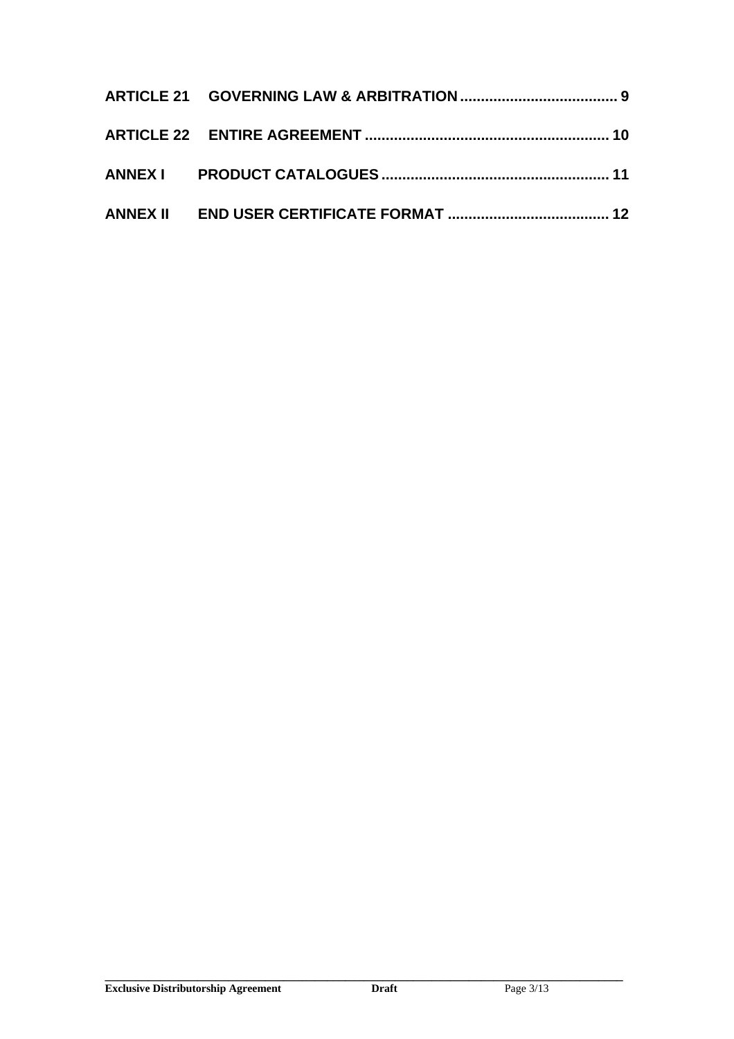**ARTICLE 21 GOVERNING LAW & ARBITRATION ..................................... 9**

**ARTICLE 22 ENTIRE AGREEMENT .......................................................... 10**

**ANNEX I PRODUCT CATALOGUES ...................................................... 11**

**ANNEX II END USER CERTIFICATE FORMAT ...................................... 12**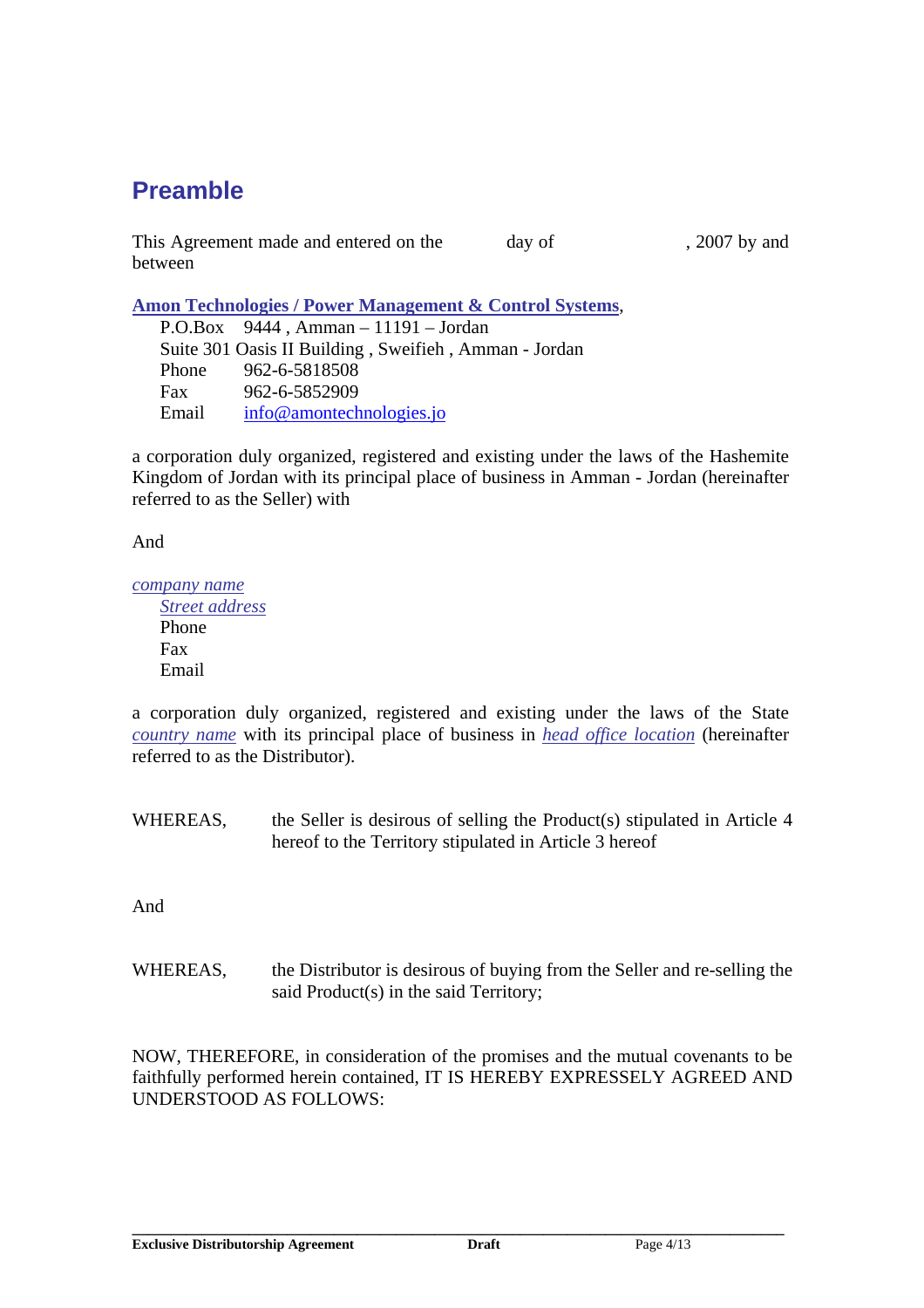# Preamble

This Agreement made and entered on the day of , 2007 by and between

**Amon Technologies / Power Management & Control Systems**,

P.O.Box 9444 , Amman – 11191 – Jordan
Suite 301 Oasis II Building , Sweifieh , Amman - Jordan
Phone 962-6-5818508
Fax 962-6-5852909
Email info@amontechnologies.jo

a corporation duly organized, registered and existing under the laws of the Hashemite Kingdom of Jordan with its principal place of business in Amman - Jordan (hereinafter referred to as the Seller) with

And

*company name*
*Street address*
Phone
Fax
Email

a corporation duly organized, registered and existing under the laws of the State *country name* with its principal place of business in *head office location* (hereinafter referred to as the Distributor).

WHEREAS, the Seller is desirous of selling the Product(s) stipulated in Article 4 hereof to the Territory stipulated in Article 3 hereof

And

WHEREAS, the Distributor is desirous of buying from the Seller and re-selling the said Product(s) in the said Territory;

NOW, THEREFORE, in consideration of the promises and the mutual covenants to be faithfully performed herein contained, IT IS HEREBY EXPRESSELY AGREED AND UNDERSTOOD AS FOLLOWS: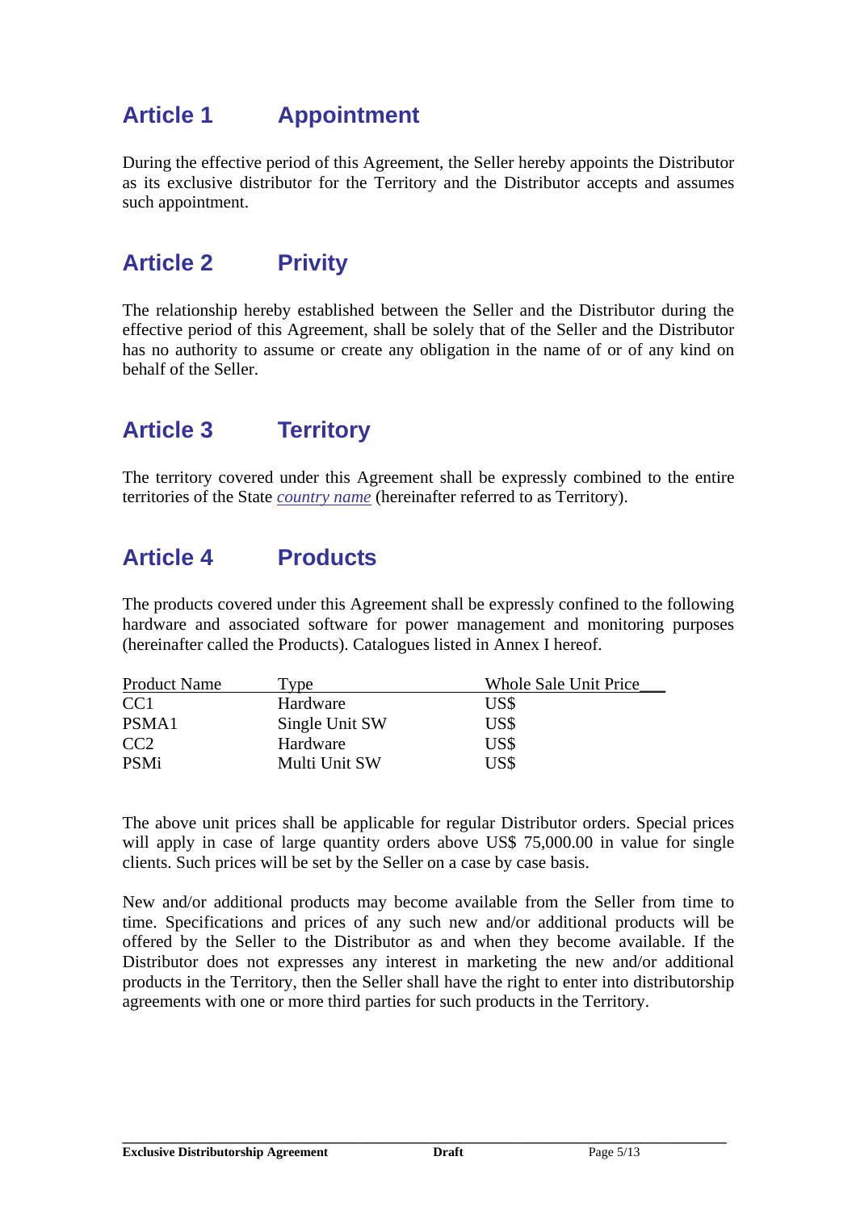## Article 1 Appointment

During the effective period of this Agreement, the Seller hereby appoints the Distributor as its exclusive distributor for the Territory and the Distributor accepts and assumes such appointment.

## Article 2 Privity

The relationship hereby established between the Seller and the Distributor during the effective period of this Agreement, shall be solely that of the Seller and the Distributor has no authority to assume or create any obligation in the name of or of any kind on behalf of the Seller.

## Article 3 Territory

The territory covered under this Agreement shall be expressly combined to the entire territories of the State *country name* (hereinafter referred to as Territory).

## Article 4 Products

The products covered under this Agreement shall be expressly confined to the following hardware and associated software for power management and monitoring purposes (hereinafter called the Products). Catalogues listed in Annex I hereof.

| Product Name | Type | Whole Sale Unit Price |
|---|---|---|
| CC1 | Hardware | US$ |
| PSMA1 | Single Unit SW | US$ |
| CC2 | Hardware | US$ |
| PSMi | Multi Unit SW | US$ |

The above unit prices shall be applicable for regular Distributor orders. Special prices will apply in case of large quantity orders above US$ 75,000.00 in value for single clients. Such prices will be set by the Seller on a case by case basis.

New and/or additional products may become available from the Seller from time to time. Specifications and prices of any such new and/or additional products will be offered by the Seller to the Distributor as and when they become available. If the Distributor does not expresses any interest in marketing the new and/or additional products in the Territory, then the Seller shall have the right to enter into distributorship agreements with one or more third parties for such products in the Territory.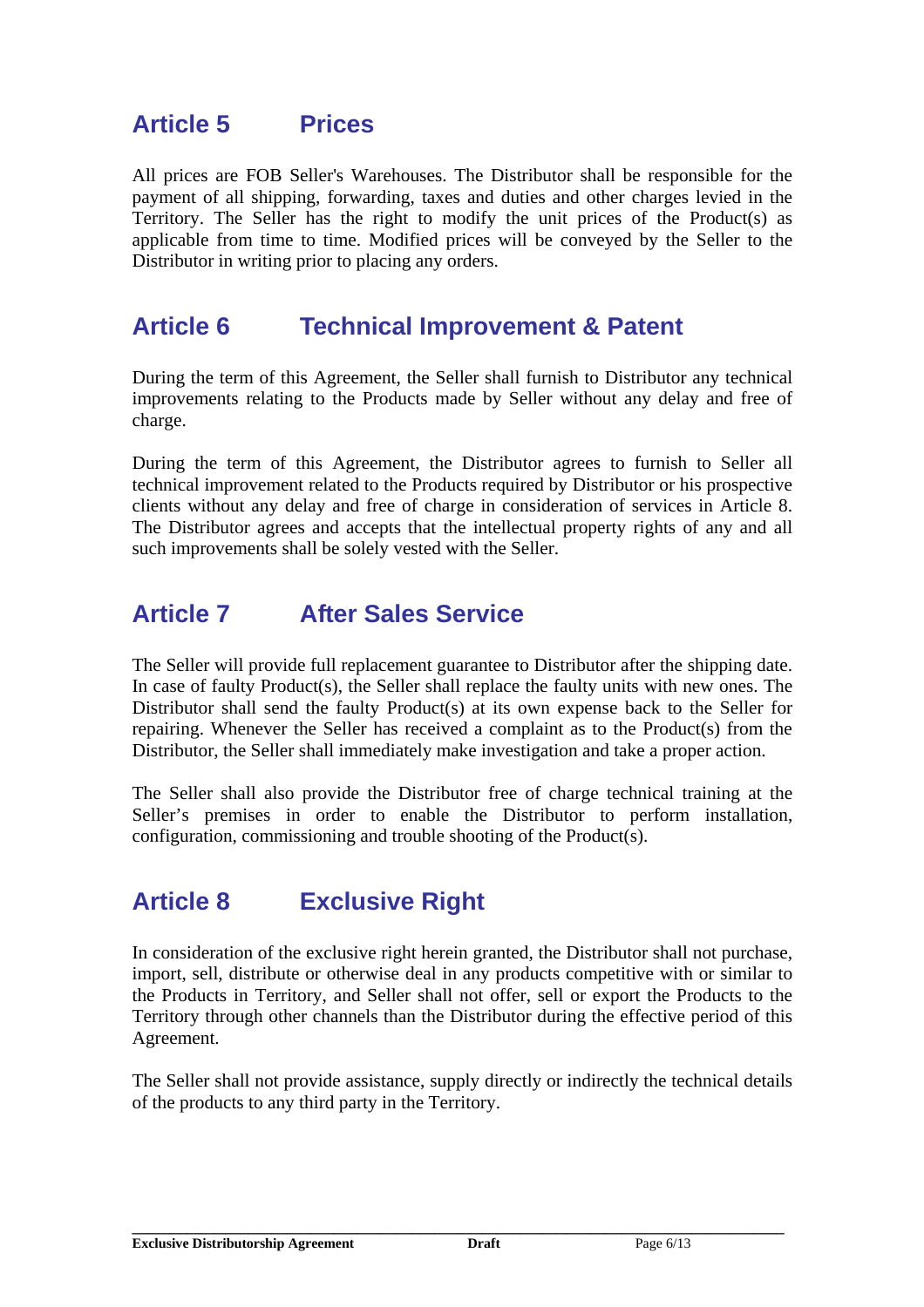## Article 5 Prices

All prices are FOB Seller's Warehouses. The Distributor shall be responsible for the payment of all shipping, forwarding, taxes and duties and other charges levied in the Territory. The Seller has the right to modify the unit prices of the Product(s) as applicable from time to time. Modified prices will be conveyed by the Seller to the Distributor in writing prior to placing any orders.

## Article 6 Technical Improvement & Patent

During the term of this Agreement, the Seller shall furnish to Distributor any technical improvements relating to the Products made by Seller without any delay and free of charge.

During the term of this Agreement, the Distributor agrees to furnish to Seller all technical improvement related to the Products required by Distributor or his prospective clients without any delay and free of charge in consideration of services in Article 8. The Distributor agrees and accepts that the intellectual property rights of any and all such improvements shall be solely vested with the Seller.

## Article 7 After Sales Service

The Seller will provide full replacement guarantee to Distributor after the shipping date. In case of faulty Product(s), the Seller shall replace the faulty units with new ones. The Distributor shall send the faulty Product(s) at its own expense back to the Seller for repairing. Whenever the Seller has received a complaint as to the Product(s) from the Distributor, the Seller shall immediately make investigation and take a proper action.

The Seller shall also provide the Distributor free of charge technical training at the Seller's premises in order to enable the Distributor to perform installation, configuration, commissioning and trouble shooting of the Product(s).

## Article 8 Exclusive Right

In consideration of the exclusive right herein granted, the Distributor shall not purchase, import, sell, distribute or otherwise deal in any products competitive with or similar to the Products in Territory, and Seller shall not offer, sell or export the Products to the Territory through other channels than the Distributor during the effective period of this Agreement.

The Seller shall not provide assistance, supply directly or indirectly the technical details of the products to any third party in the Territory.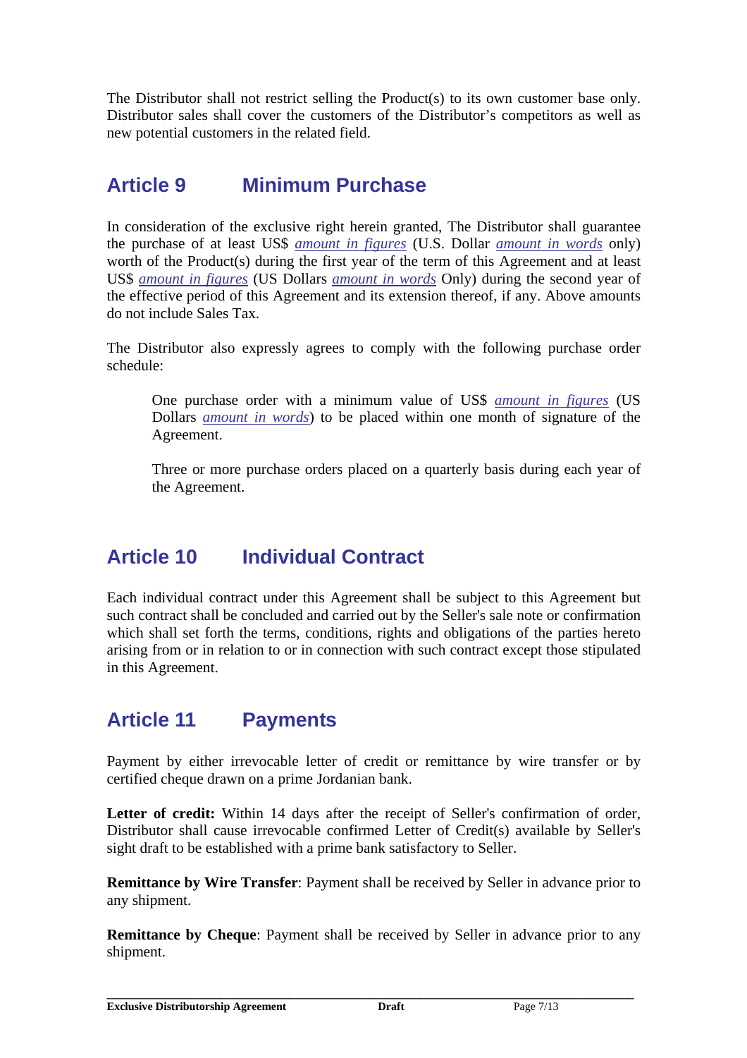The Distributor shall not restrict selling the Product(s) to its own customer base only. Distributor sales shall cover the customers of the Distributor's competitors as well as new potential customers in the related field.

## Article 9 Minimum Purchase

In consideration of the exclusive right herein granted, The Distributor shall guarantee the purchase of at least US$ *amount in figures* (U.S. Dollar *amount in words* only) worth of the Product(s) during the first year of the term of this Agreement and at least US$ *amount in figures* (US Dollars *amount in words* Only) during the second year of the effective period of this Agreement and its extension thereof, if any. Above amounts do not include Sales Tax.

The Distributor also expressly agrees to comply with the following purchase order schedule:

> One purchase order with a minimum value of US$ *amount in figures* (US Dollars *amount in words*) to be placed within one month of signature of the Agreement.
>
> Three or more purchase orders placed on a quarterly basis during each year of the Agreement.

## Article 10 Individual Contract

Each individual contract under this Agreement shall be subject to this Agreement but such contract shall be concluded and carried out by the Seller's sale note or confirmation which shall set forth the terms, conditions, rights and obligations of the parties hereto arising from or in relation to or in connection with such contract except those stipulated in this Agreement.

## Article 11 Payments

Payment by either irrevocable letter of credit or remittance by wire transfer or by certified cheque drawn on a prime Jordanian bank.

**Letter of credit:** Within 14 days after the receipt of Seller's confirmation of order, Distributor shall cause irrevocable confirmed Letter of Credit(s) available by Seller's sight draft to be established with a prime bank satisfactory to Seller.

**Remittance by Wire Transfer**: Payment shall be received by Seller in advance prior to any shipment.

**Remittance by Cheque**: Payment shall be received by Seller in advance prior to any shipment.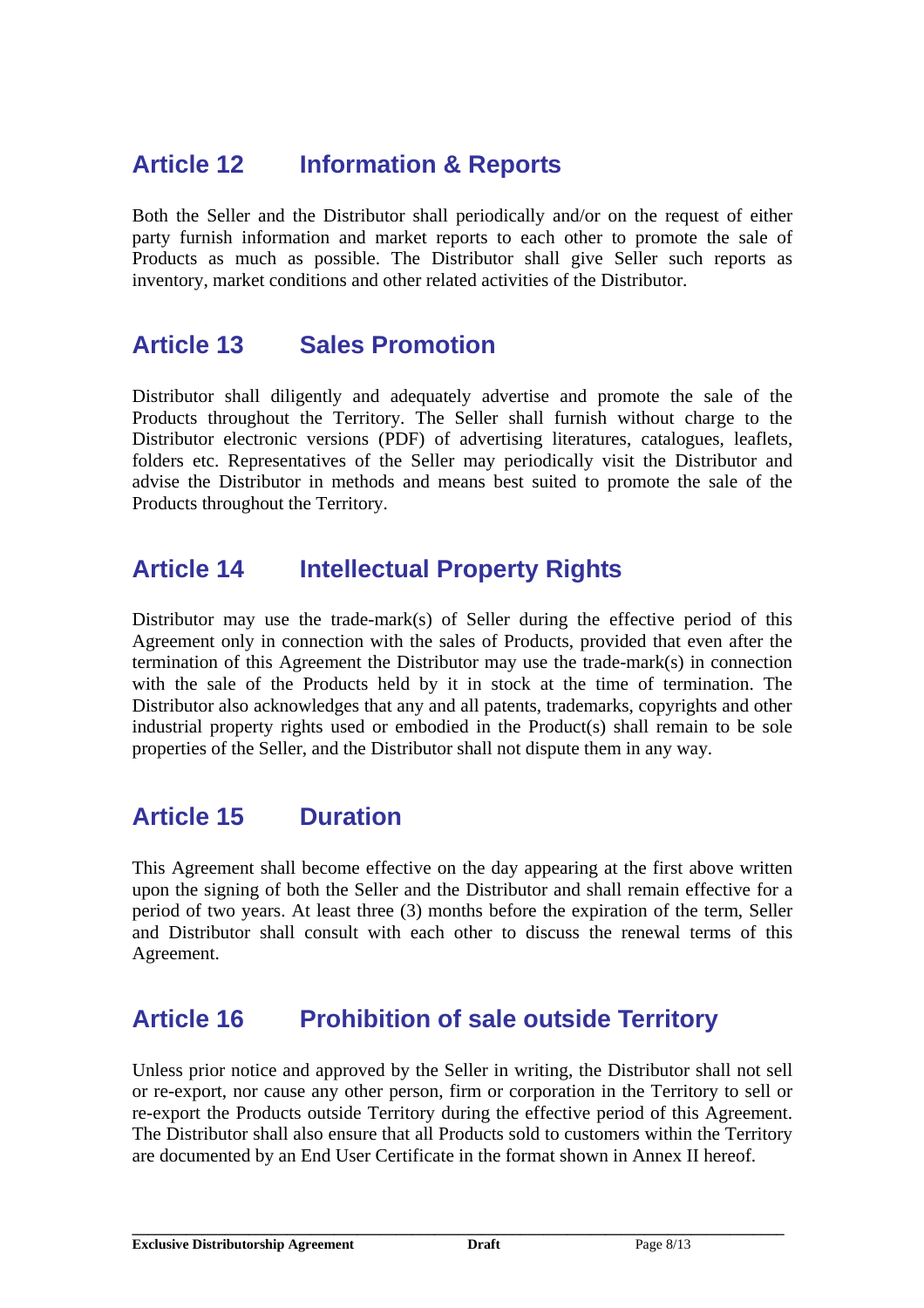## Article 12 Information & Reports

Both the Seller and the Distributor shall periodically and/or on the request of either party furnish information and market reports to each other to promote the sale of Products as much as possible. The Distributor shall give Seller such reports as inventory, market conditions and other related activities of the Distributor.

## Article 13 Sales Promotion

Distributor shall diligently and adequately advertise and promote the sale of the Products throughout the Territory. The Seller shall furnish without charge to the Distributor electronic versions (PDF) of advertising literatures, catalogues, leaflets, folders etc. Representatives of the Seller may periodically visit the Distributor and advise the Distributor in methods and means best suited to promote the sale of the Products throughout the Territory.

## Article 14 Intellectual Property Rights

Distributor may use the trade-mark(s) of Seller during the effective period of this Agreement only in connection with the sales of Products, provided that even after the termination of this Agreement the Distributor may use the trade-mark(s) in connection with the sale of the Products held by it in stock at the time of termination. The Distributor also acknowledges that any and all patents, trademarks, copyrights and other industrial property rights used or embodied in the Product(s) shall remain to be sole properties of the Seller, and the Distributor shall not dispute them in any way.

## Article 15 Duration

This Agreement shall become effective on the day appearing at the first above written upon the signing of both the Seller and the Distributor and shall remain effective for a period of two years. At least three (3) months before the expiration of the term, Seller and Distributor shall consult with each other to discuss the renewal terms of this Agreement.

## Article 16 Prohibition of sale outside Territory

Unless prior notice and approved by the Seller in writing, the Distributor shall not sell or re-export, nor cause any other person, firm or corporation in the Territory to sell or re-export the Products outside Territory during the effective period of this Agreement. The Distributor shall also ensure that all Products sold to customers within the Territory are documented by an End User Certificate in the format shown in Annex II hereof.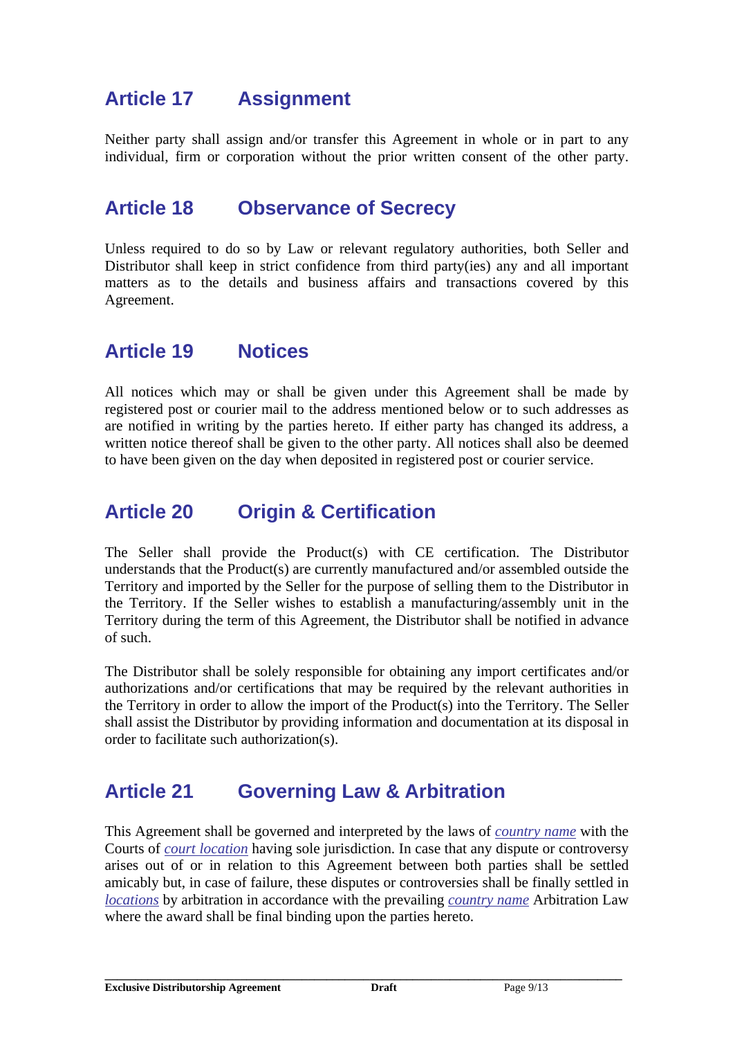## Article 17 Assignment

Neither party shall assign and/or transfer this Agreement in whole or in part to any individual, firm or corporation without the prior written consent of the other party.

## Article 18 Observance of Secrecy

Unless required to do so by Law or relevant regulatory authorities, both Seller and Distributor shall keep in strict confidence from third party(ies) any and all important matters as to the details and business affairs and transactions covered by this Agreement.

## Article 19 Notices

All notices which may or shall be given under this Agreement shall be made by registered post or courier mail to the address mentioned below or to such addresses as are notified in writing by the parties hereto. If either party has changed its address, a written notice thereof shall be given to the other party. All notices shall also be deemed to have been given on the day when deposited in registered post or courier service.

## Article 20 Origin & Certification

The Seller shall provide the Product(s) with CE certification. The Distributor understands that the Product(s) are currently manufactured and/or assembled outside the Territory and imported by the Seller for the purpose of selling them to the Distributor in the Territory. If the Seller wishes to establish a manufacturing/assembly unit in the Territory during the term of this Agreement, the Distributor shall be notified in advance of such.

The Distributor shall be solely responsible for obtaining any import certificates and/or authorizations and/or certifications that may be required by the relevant authorities in the Territory in order to allow the import of the Product(s) into the Territory. The Seller shall assist the Distributor by providing information and documentation at its disposal in order to facilitate such authorization(s).

## Article 21 Governing Law & Arbitration

This Agreement shall be governed and interpreted by the laws of *country name* with the Courts of *court location* having sole jurisdiction. In case that any dispute or controversy arises out of or in relation to this Agreement between both parties shall be settled amicably but, in case of failure, these disputes or controversies shall be finally settled in *locations* by arbitration in accordance with the prevailing *country name* Arbitration Law where the award shall be final binding upon the parties hereto.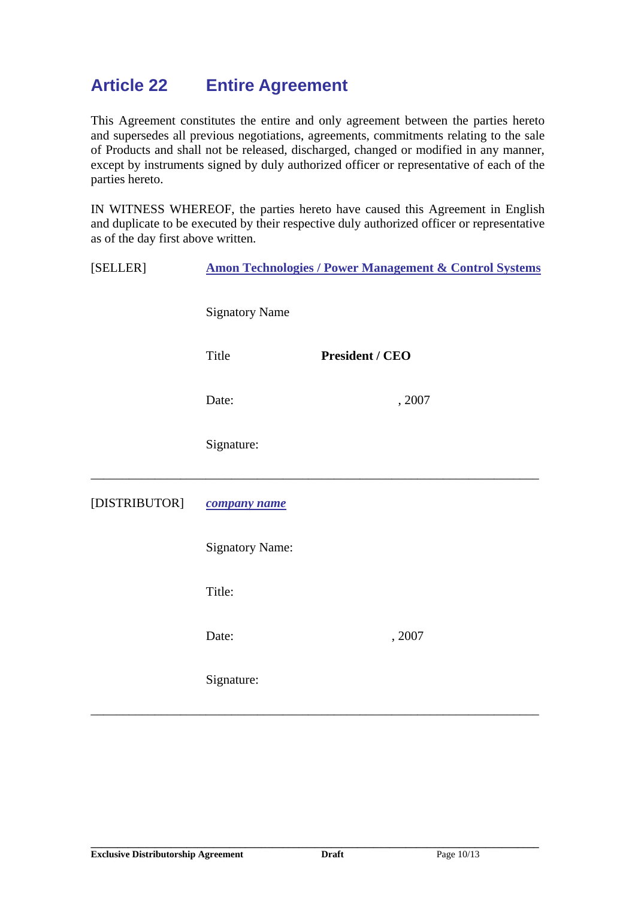## Article 22 Entire Agreement

This Agreement constitutes the entire and only agreement between the parties hereto and supersedes all previous negotiations, agreements, commitments relating to the sale of Products and shall not be released, discharged, changed or modified in any manner, except by instruments signed by duly authorized officer or representative of each of the parties hereto.

IN WITNESS WHEREOF, the parties hereto have caused this Agreement in English and duplicate to be executed by their respective duly authorized officer or representative as of the day first above written.

[SELLER] **Amon Technologies / Power Management & Control Systems**

Signatory Name

Title **President / CEO**

Date: , 2007

Signature:

---

[DISTRIBUTOR] ***company name***

Signatory Name:

Title:

Date: , 2007

Signature:

---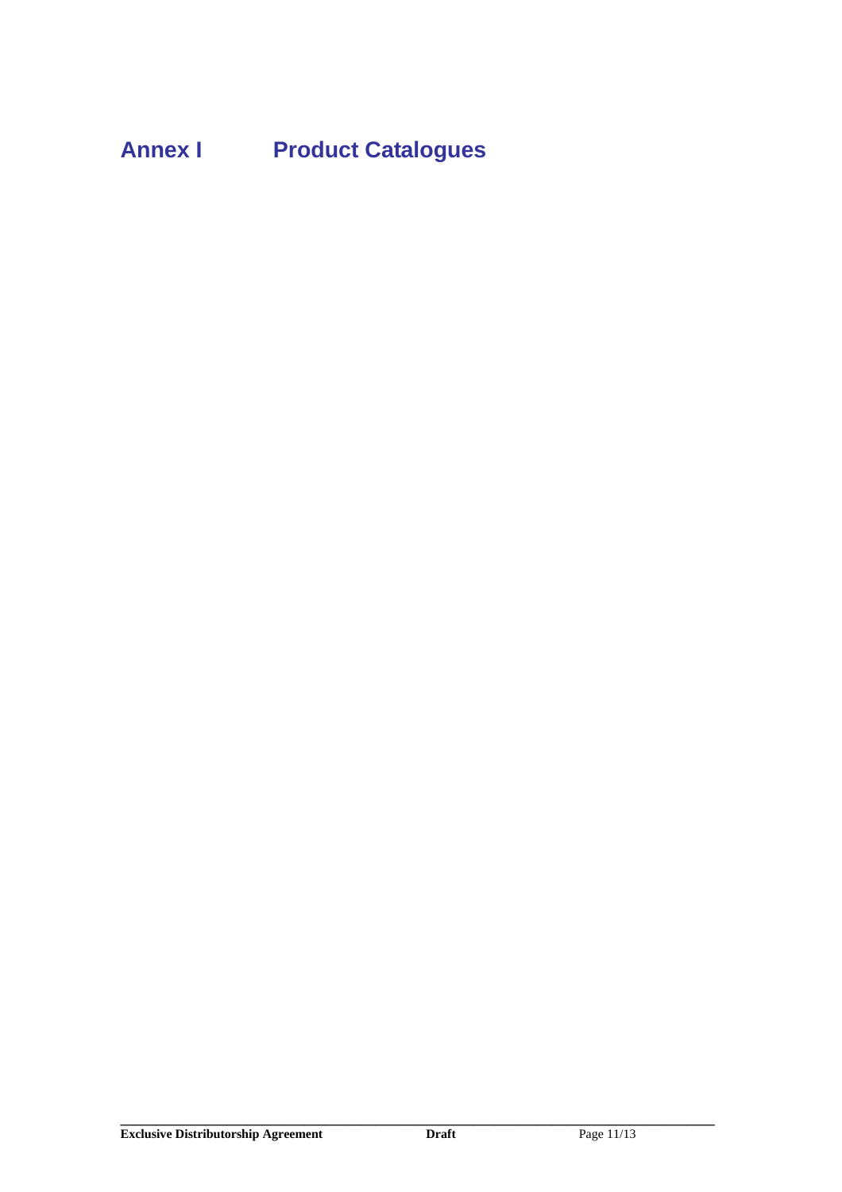# Annex I Product Catalogues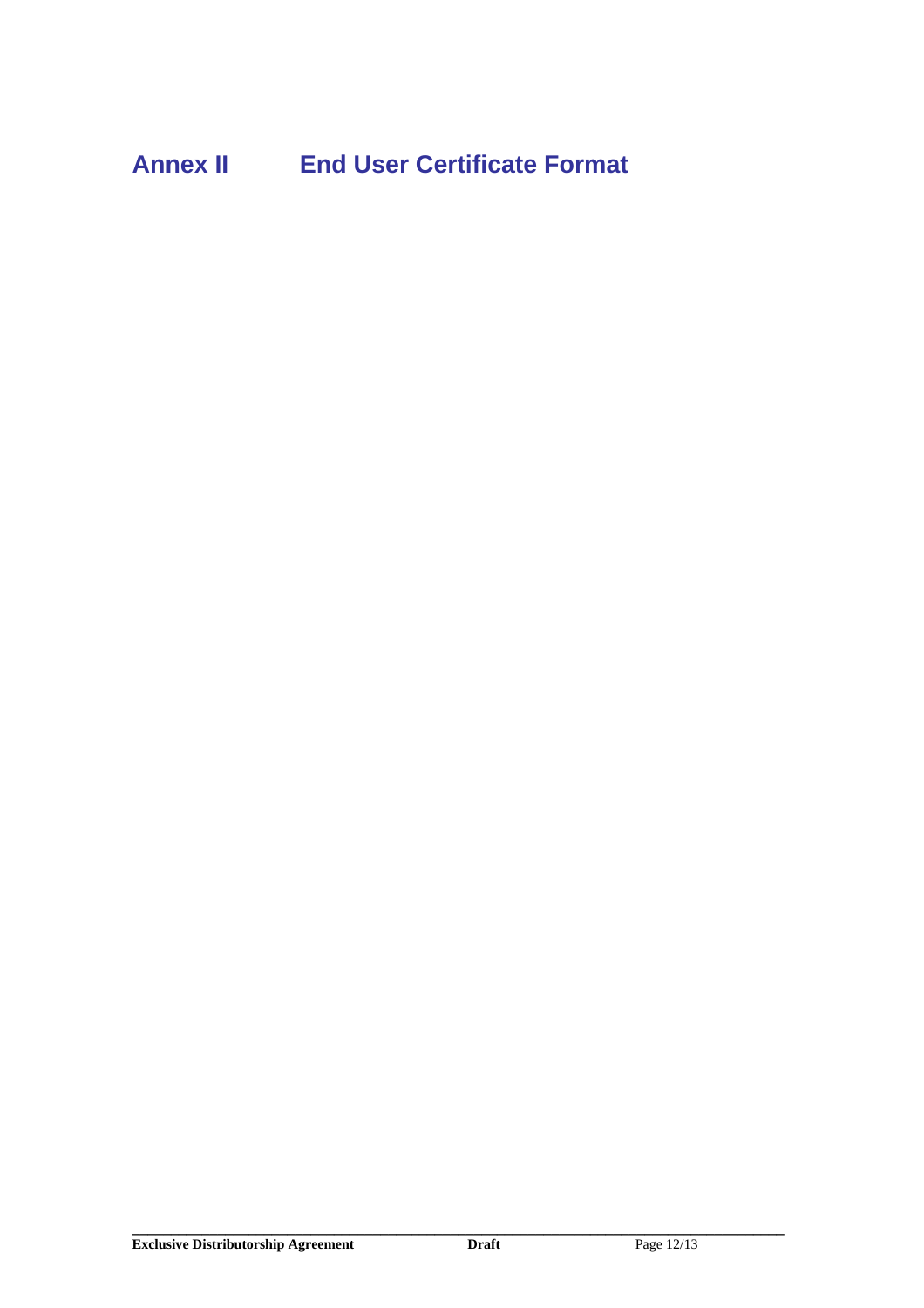# Annex II End User Certificate Format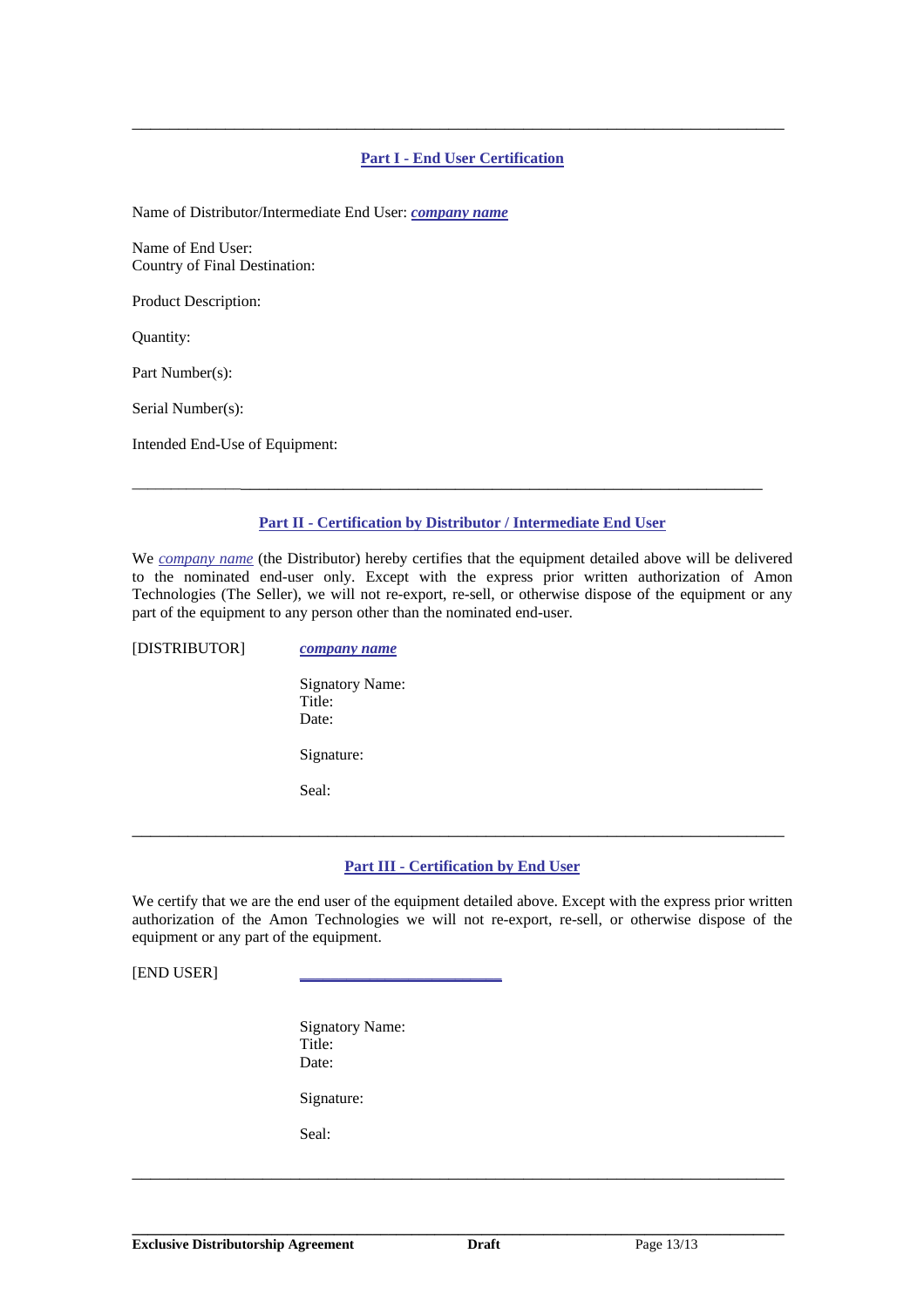---

## Part I - End User Certification

Name of Distributor/Intermediate End User: ***company name***

Name of End User:
Country of Final Destination:

Product Description:

Quantity:

Part Number(s):

Serial Number(s):

Intended End-Use of Equipment:

---

## Part II - Certification by Distributor / Intermediate End User

We *company name* (the Distributor) hereby certifies that the equipment detailed above will be delivered to the nominated end-user only. Except with the express prior written authorization of Amon Technologies (The Seller), we will not re-export, re-sell, or otherwise dispose of the equipment or any part of the equipment to any person other than the nominated end-user.

[DISTRIBUTOR] ***company name***

Signatory Name:
Title:
Date:

Signature:

Seal:

---

## Part III - Certification by End User

We certify that we are the end user of the equipment detailed above. Except with the express prior written authorization of the Amon Technologies we will not re-export, re-sell, or otherwise dispose of the equipment or any part of the equipment.

[END USER] ___________________________

Signatory Name:
Title:
Date:

Signature:

Seal:

---